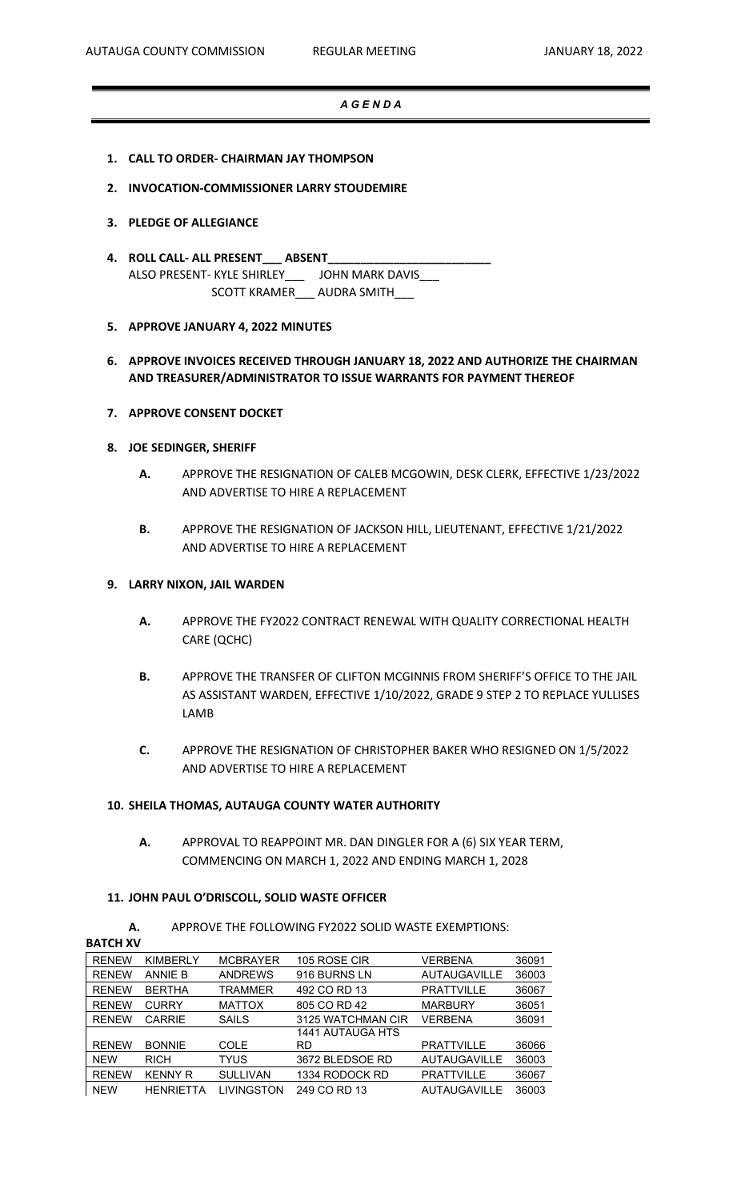# *A G E N D A*

1. **CALL TO ORDER- CHAIRMAN JAY THOMPSON**

2. **INVOCATION-COMMISSIONER LARRY STOUDEMIRE**

3. **PLEDGE OF ALLEGIANCE**

4. **ROLL CALL- ALL PRESENT___ ABSENT_________________________**
   ALSO PRESENT- KYLE SHIRLEY___ JOHN MARK DAVIS___
   SCOTT KRAMER___ AUDRA SMITH___

5. **APPROVE JANUARY 4, 2022 MINUTES**

6. **APPROVE INVOICES RECEIVED THROUGH JANUARY 18, 2022 AND AUTHORIZE THE CHAIRMAN AND TREASURER/ADMINISTRATOR TO ISSUE WARRANTS FOR PAYMENT THEREOF**

7. **APPROVE CONSENT DOCKET**

8. **JOE SEDINGER, SHERIFF**

   **A.** APPROVE THE RESIGNATION OF CALEB MCGOWIN, DESK CLERK, EFFECTIVE 1/23/2022 AND ADVERTISE TO HIRE A REPLACEMENT

   **B.** APPROVE THE RESIGNATION OF JACKSON HILL, LIEUTENANT, EFFECTIVE 1/21/2022 AND ADVERTISE TO HIRE A REPLACEMENT

9. **LARRY NIXON, JAIL WARDEN**

   **A.** APPROVE THE FY2022 CONTRACT RENEWAL WITH QUALITY CORRECTIONAL HEALTH CARE (QCHC)

   **B.** APPROVE THE TRANSFER OF CLIFTON MCGINNIS FROM SHERIFF'S OFFICE TO THE JAIL AS ASSISTANT WARDEN, EFFECTIVE 1/10/2022, GRADE 9 STEP 2 TO REPLACE YULLISES LAMB

   **C.** APPROVE THE RESIGNATION OF CHRISTOPHER BAKER WHO RESIGNED ON 1/5/2022 AND ADVERTISE TO HIRE A REPLACEMENT

10. **SHEILA THOMAS, AUTAUGA COUNTY WATER AUTHORITY**

    **A.** APPROVAL TO REAPPOINT MR. DAN DINGLER FOR A (6) SIX YEAR TERM, COMMENCING ON MARCH 1, 2022 AND ENDING MARCH 1, 2028

11. **JOHN PAUL O'DRISCOLL, SOLID WASTE OFFICER**

    **A.** APPROVE THE FOLLOWING FY2022 SOLID WASTE EXEMPTIONS:

**BATCH XV**

| | | | | | |
|---|---|---|---|---|---|
| RENEW | KIMBERLY | MCBRAYER | 105 ROSE CIR | VERBENA | 36091 |
| RENEW | ANNIE B | ANDREWS | 916 BURNS LN | AUTAUGAVILLE | 36003 |
| RENEW | BERTHA | TRAMMER | 492 CO RD 13 | PRATTVILLE | 36067 |
| RENEW | CURRY | MATTOX | 805 CO RD 42 | MARBURY | 36051 |
| RENEW | CARRIE | SAILS | 3125 WATCHMAN CIR | VERBENA | 36091 |
| RENEW | BONNIE | COLE | 1441 AUTAUGA HTS RD | PRATTVILLE | 36066 |
| NEW | RICH | TYUS | 3672 BLEDSOE RD | AUTAUGAVILLE | 36003 |
| RENEW | KENNY R | SULLIVAN | 1334 RODOCK RD | PRATTVILLE | 36067 |
| NEW | HENRIETTA | LIVINGSTON | 249 CO RD 13 | AUTAUGAVILLE | 36003 |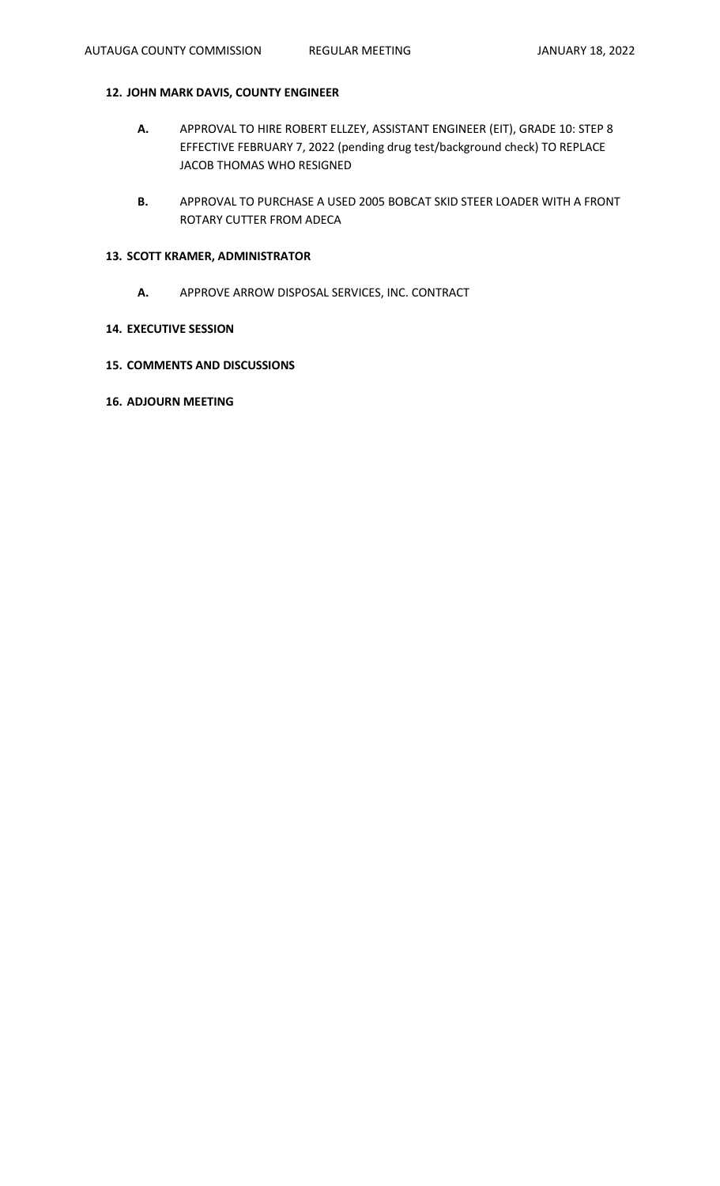**12. JOHN MARK DAVIS, COUNTY ENGINEER**

**A.** APPROVAL TO HIRE ROBERT ELLZEY, ASSISTANT ENGINEER (EIT), GRADE 10: STEP 8 EFFECTIVE FEBRUARY 7, 2022 (pending drug test/background check) TO REPLACE JACOB THOMAS WHO RESIGNED

**B.** APPROVAL TO PURCHASE A USED 2005 BOBCAT SKID STEER LOADER WITH A FRONT ROTARY CUTTER FROM ADECA

**13. SCOTT KRAMER, ADMINISTRATOR**

**A.** APPROVE ARROW DISPOSAL SERVICES, INC. CONTRACT

**14. EXECUTIVE SESSION**

**15. COMMENTS AND DISCUSSIONS**

**16. ADJOURN MEETING**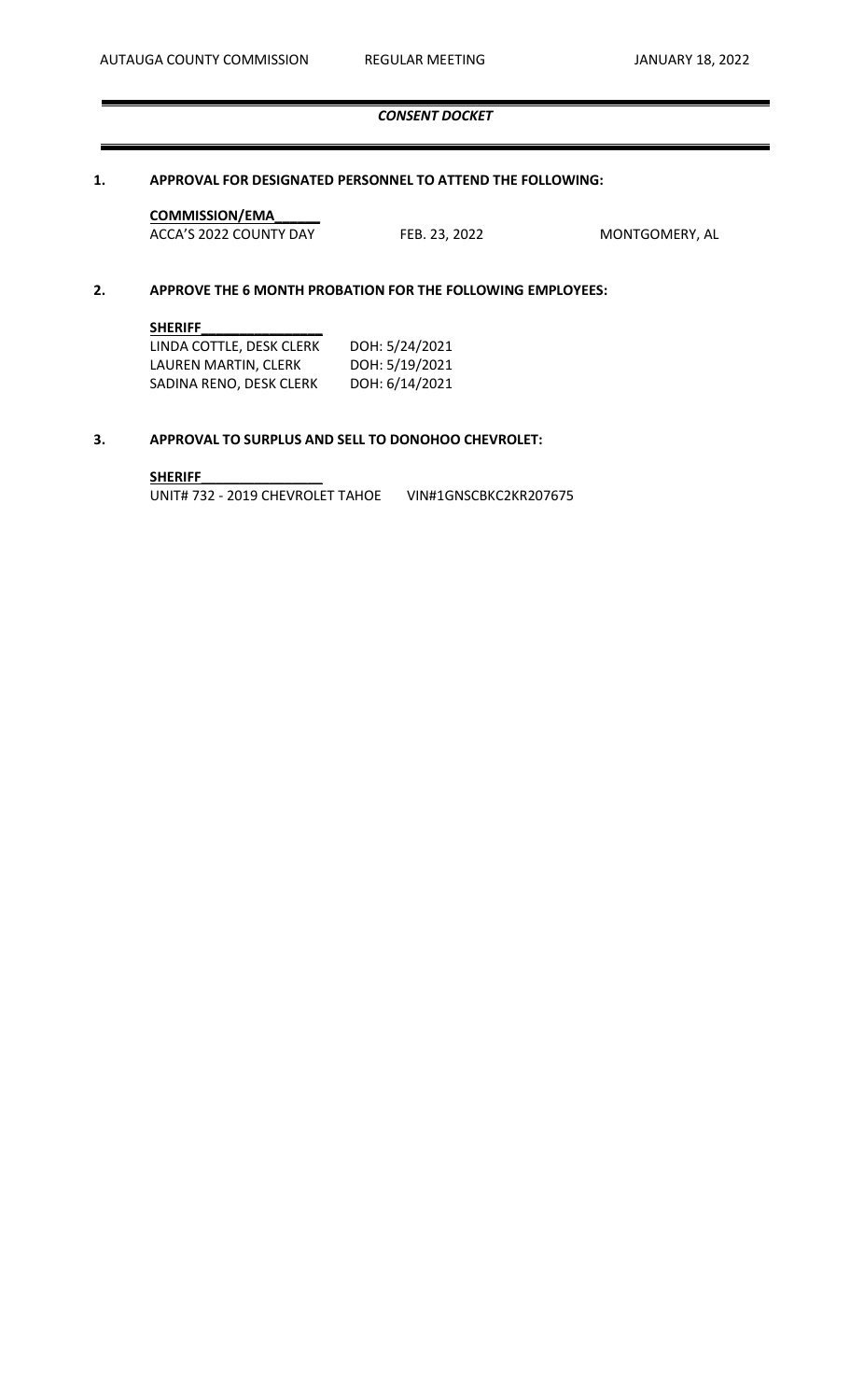## *CONSENT DOCKET*

**1. APPROVAL FOR DESIGNATED PERSONNEL TO ATTEND THE FOLLOWING:**

**COMMISSION/EMA**

| | | |
|---|---|---|
| ACCA'S 2022 COUNTY DAY | FEB. 23, 2022 | MONTGOMERY, AL |

**2. APPROVE THE 6 MONTH PROBATION FOR THE FOLLOWING EMPLOYEES:**

**SHERIFF**

| | |
|---|---|
| LINDA COTTLE, DESK CLERK | DOH: 5/24/2021 |
| LAUREN MARTIN, CLERK | DOH: 5/19/2021 |
| SADINA RENO, DESK CLERK | DOH: 6/14/2021 |

**3. APPROVAL TO SURPLUS AND SELL TO DONOHOO CHEVROLET:**

**SHERIFF**

UNIT# 732 - 2019 CHEVROLET TAHOE VIN#1GNSCBKC2KR207675